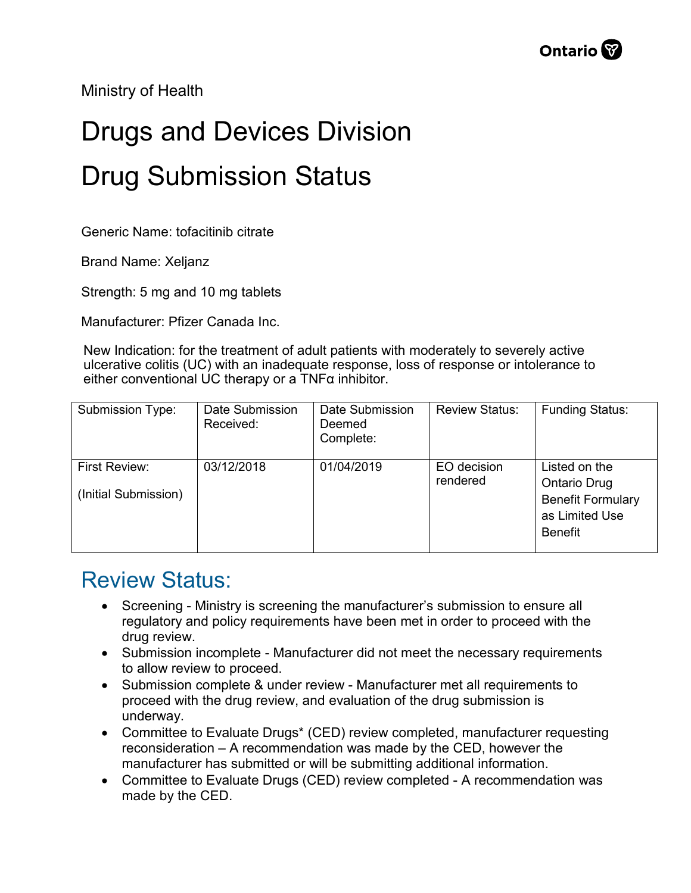Ministry of Health

# Drugs and Devices Division

# Drug Submission Status

Generic Name: tofacitinib citrate

Brand Name: Xeljanz

Strength: 5 mg and 10 mg tablets

Manufacturer: Pfizer Canada Inc.

New Indication: for the treatment of adult patients with moderately to severely active ulcerative colitis (UC) with an inadequate response, loss of response or intolerance to either conventional UC therapy or a TNFα inhibitor.

| Submission Type: | Date Submission Received: | Date Submission Deemed Complete: | Review Status: | Funding Status: |
|---|---|---|---|---|
| First Review: (Initial Submission) | 03/12/2018 | 01/04/2019 | EO decision rendered | Listed on the Ontario Drug Benefit Formulary as Limited Use Benefit |

## Review Status:

- Screening - Ministry is screening the manufacturer's submission to ensure all regulatory and policy requirements have been met in order to proceed with the drug review.
- Submission incomplete - Manufacturer did not meet the necessary requirements to allow review to proceed.
- Submission complete & under review - Manufacturer met all requirements to proceed with the drug review, and evaluation of the drug submission is underway.
- Committee to Evaluate Drugs* (CED) review completed, manufacturer requesting reconsideration – A recommendation was made by the CED, however the manufacturer has submitted or will be submitting additional information.
- Committee to Evaluate Drugs (CED) review completed - A recommendation was made by the CED.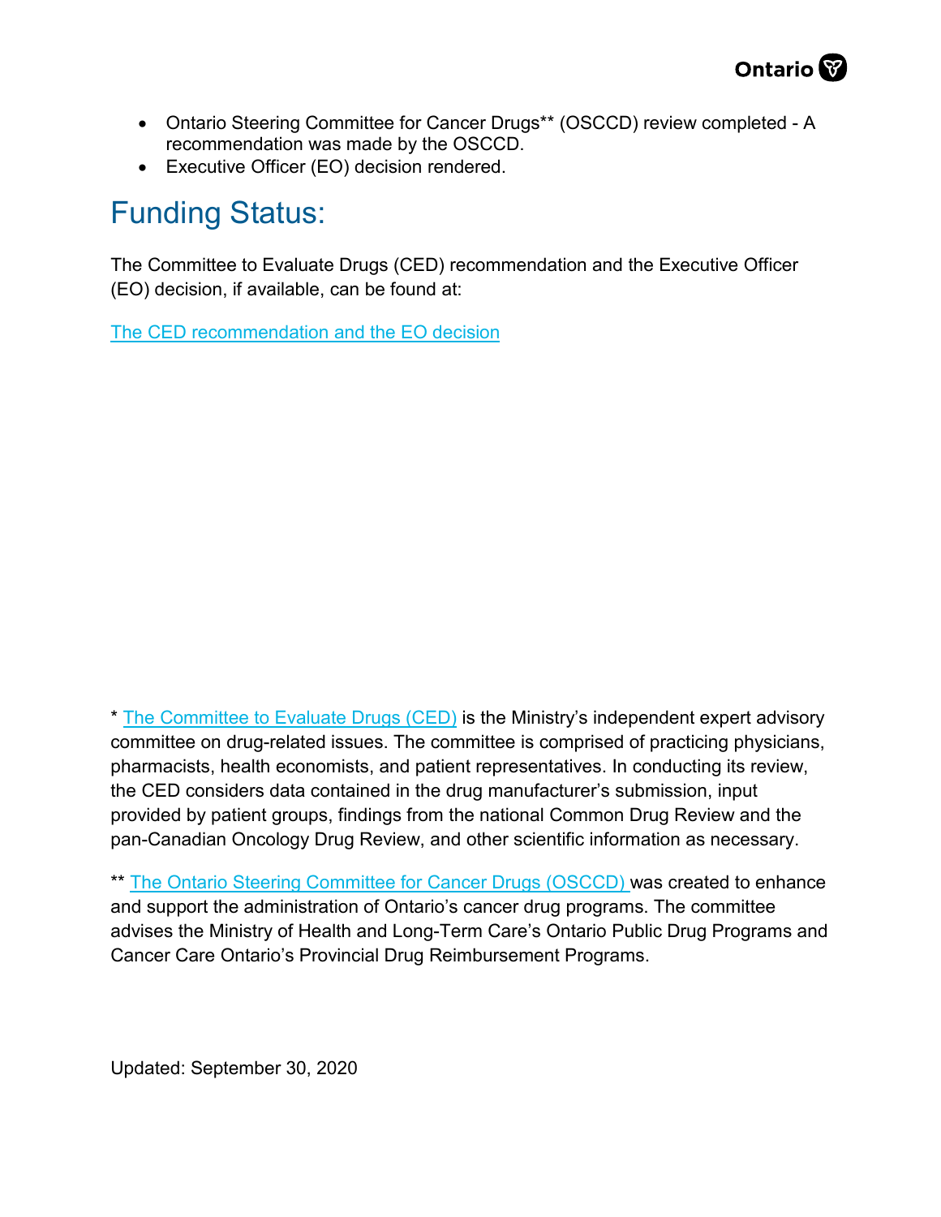- Ontario Steering Committee for Cancer Drugs** (OSCCD) review completed - A recommendation was made by the OSCCD.
- Executive Officer (EO) decision rendered.

## Funding Status:

The Committee to Evaluate Drugs (CED) recommendation and the Executive Officer (EO) decision, if available, can be found at:

The CED recommendation and the EO decision

* The Committee to Evaluate Drugs (CED) is the Ministry's independent expert advisory committee on drug-related issues. The committee is comprised of practicing physicians, pharmacists, health economists, and patient representatives. In conducting its review, the CED considers data contained in the drug manufacturer's submission, input provided by patient groups, findings from the national Common Drug Review and the pan-Canadian Oncology Drug Review, and other scientific information as necessary.

** The Ontario Steering Committee for Cancer Drugs (OSCCD) was created to enhance and support the administration of Ontario's cancer drug programs. The committee advises the Ministry of Health and Long-Term Care's Ontario Public Drug Programs and Cancer Care Ontario's Provincial Drug Reimbursement Programs.

Updated: September 30, 2020